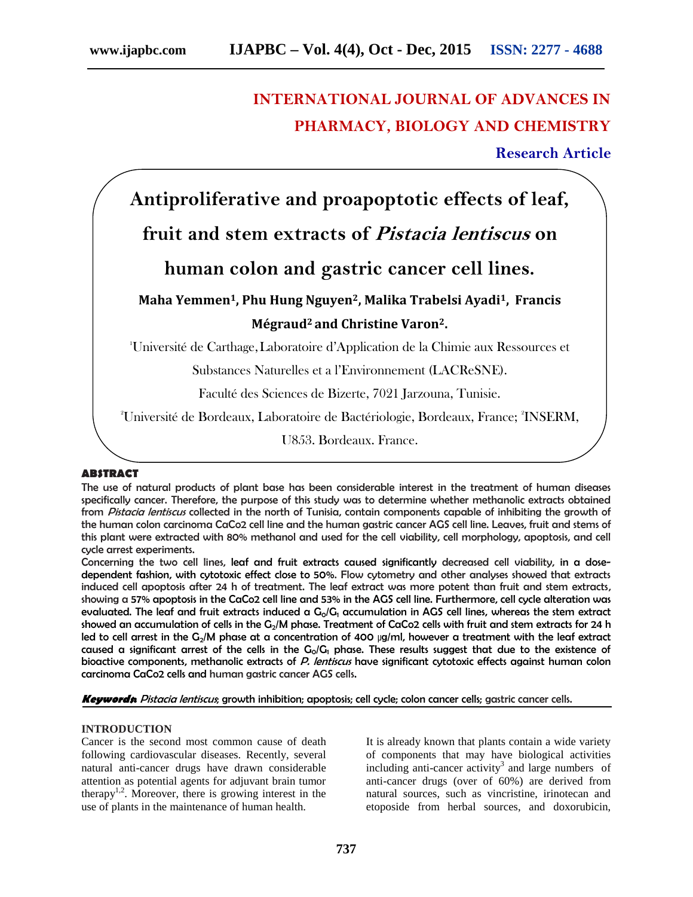**INTERNATIONAL JOURNAL OF ADVANCES IN PHARMACY, BIOLOGY AND CHEMISTRY**

**Research Article**

# Antiproliferative and proapoptotic effects of leaf, fruit and stem extracts of *Pistacia lentiscus* on human colon and gastric cancer cell lines.

**Maha Yemmen[1], Phu Hung Nguyen[2], Malika Trabelsi Ayadi[1], Francis Mégraud[2] and Christine Varon[2].**

[1]Université de Carthage, Laboratoire d'Application de la Chimie aux Ressources et Substances Naturelles et a l'Environnement (LACReSNE).

Faculté des Sciences de Bizerte, 7021 Jarzouna, Tunisie.

[2]Université de Bordeaux, Laboratoire de Bactériologie, Bordeaux, France; [2]INSERM, U853. Bordeaux. France.

## ABSTRACT

The use of natural products of plant base has been considerable interest in the treatment of human diseases specifically cancer. Therefore, the purpose of this study was to determine whether methanolic extracts obtained from *Pistacia lentiscus* collected in the north of Tunisia, contain components capable of inhibiting the growth of the human colon carcinoma CaCo2 cell line and the human gastric cancer AGS cell line. Leaves, fruit and stems of this plant were extracted with 80% methanol and used for the cell viability, cell morphology, apoptosis, and cell cycle arrest experiments.

Concerning the two cell lines, leaf and fruit extracts caused significantly decreased cell viability, in a dose-dependent fashion, with cytotoxic effect close to 50%. Flow cytometry and other analyses showed that extracts induced cell apoptosis after 24 h of treatment. The leaf extract was more potent than fruit and stem extracts, showing a 57% apoptosis in the CaCo2 cell line and 53% in the AGS cell line. Furthermore, cell cycle alteration was evaluated. The leaf and fruit extracts induced a $G_0/G_1$ accumulation in AGS cell lines, whereas the stem extract showed an accumulation of cells in the $G_2/M$ phase. Treatment of CaCo2 cells with fruit and stem extracts for 24 h led to cell arrest in the $G_2/M$ phase at a concentration of 400 µg/ml, however a treatment with the leaf extract caused a significant arrest of the cells in the $G_0/G_1$ phase. These results suggest that due to the existence of bioactive components, methanolic extracts of *P. lentiscus* have significant cytotoxic effects against human colon carcinoma CaCo2 cells and human gastric cancer AGS cells.

***Keywords:*** *Pistacia lentiscus*; growth inhibition; apoptosis; cell cycle; colon cancer cells; gastric cancer cells.

## INTRODUCTION

Cancer is the second most common cause of death following cardiovascular diseases. Recently, several natural anti-cancer drugs have drawn considerable attention as potential agents for adjuvant brain tumor therapy[1,2]. Moreover, there is growing interest in the use of plants in the maintenance of human health.

It is already known that plants contain a wide variety of components that may have biological activities including anti-cancer activity[3] and large numbers of anti-cancer drugs (over of 60%) are derived from natural sources, such as vincristine, irinotecan and etoposide from herbal sources, and doxorubicin,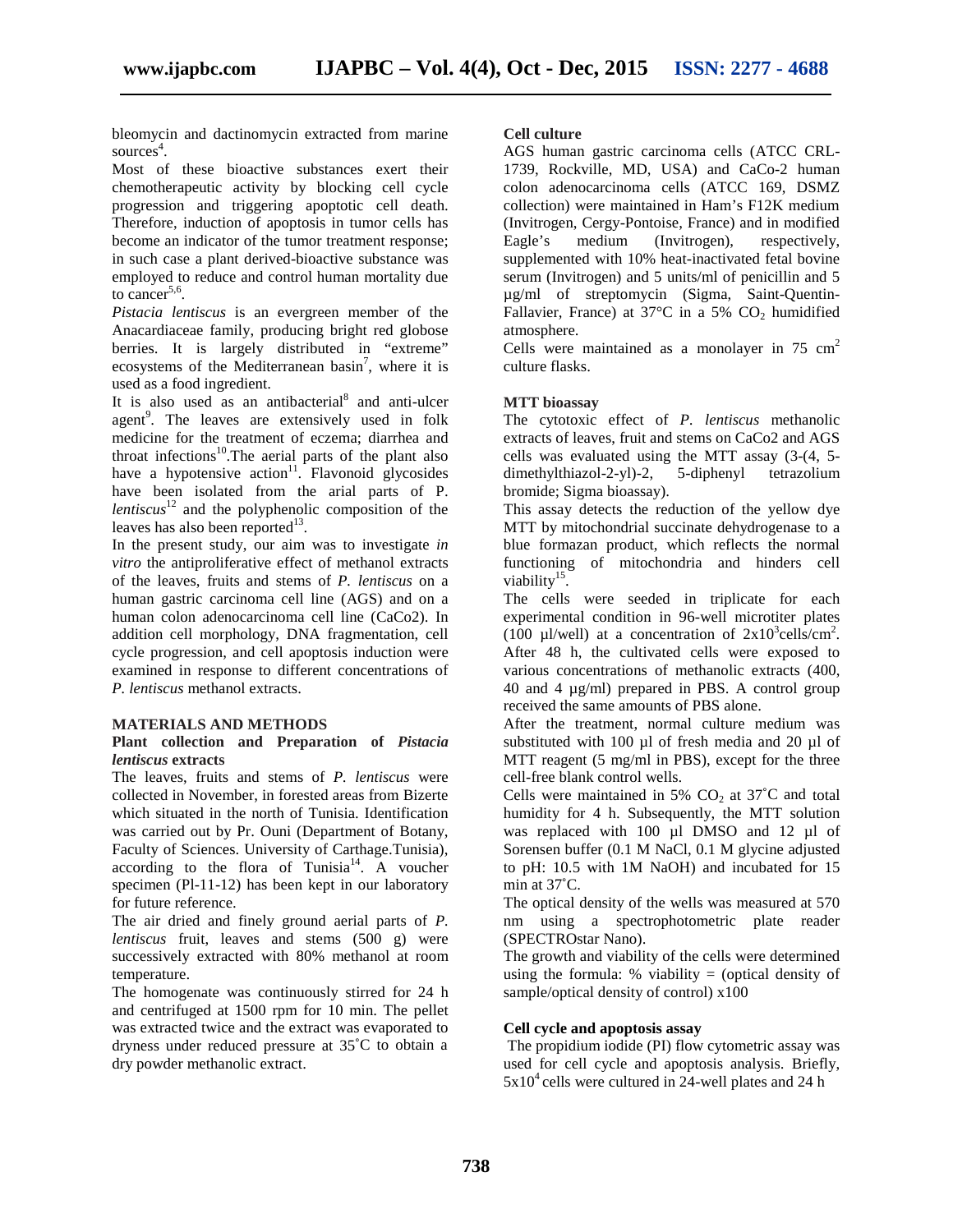bleomycin and dactinomycin extracted from marine sources[4].

Most of these bioactive substances exert their chemotherapeutic activity by blocking cell cycle progression and triggering apoptotic cell death. Therefore, induction of apoptosis in tumor cells has become an indicator of the tumor treatment response; in such case a plant derived-bioactive substance was employed to reduce and control human mortality due to cancer[5,6].

*Pistacia lentiscus* is an evergreen member of the Anacardiaceae family, producing bright red globose berries. It is largely distributed in "extreme" ecosystems of the Mediterranean basin[7], where it is used as a food ingredient.

It is also used as an antibacterial[8] and anti-ulcer agent[9]. The leaves are extensively used in folk medicine for the treatment of eczema; diarrhea and throat infections[10].The aerial parts of the plant also have a hypotensive action[11]. Flavonoid glycosides have been isolated from the arial parts of P. *lentiscus*[12] and the polyphenolic composition of the leaves has also been reported[13].

In the present study, our aim was to investigate *in vitro* the antiproliferative effect of methanol extracts of the leaves, fruits and stems of *P. lentiscus* on a human gastric carcinoma cell line (AGS) and on a human colon adenocarcinoma cell line (CaCo2). In addition cell morphology, DNA fragmentation, cell cycle progression, and cell apoptosis induction were examined in response to different concentrations of *P. lentiscus* methanol extracts.

## MATERIALS AND METHODS

### Plant collection and Preparation of *Pistacia lentiscus* extracts

The leaves, fruits and stems of *P. lentiscus* were collected in November, in forested areas from Bizerte which situated in the north of Tunisia. Identification was carried out by Pr. Ouni (Department of Botany, Faculty of Sciences. University of Carthage.Tunisia), according to the flora of Tunisia[14]. A voucher specimen (Pl-11-12) has been kept in our laboratory for future reference.

The air dried and finely ground aerial parts of *P. lentiscus* fruit, leaves and stems (500 g) were successively extracted with 80% methanol at room temperature.

The homogenate was continuously stirred for 24 h and centrifuged at 1500 rpm for 10 min. The pellet was extracted twice and the extract was evaporated to dryness under reduced pressure at 35˚C to obtain a dry powder methanolic extract.

### Cell culture

AGS human gastric carcinoma cells (ATCC CRL-1739, Rockville, MD, USA) and CaCo-2 human colon adenocarcinoma cells (ATCC 169, DSMZ collection) were maintained in Ham's F12K medium (Invitrogen, Cergy-Pontoise, France) and in modified Eagle's medium (Invitrogen), respectively, supplemented with 10% heat-inactivated fetal bovine serum (Invitrogen) and 5 units/ml of penicillin and 5 µg/ml of streptomycin (Sigma, Saint-Quentin-Fallavier, France) at 37°C in a 5% $CO_2$ humidified atmosphere.

Cells were maintained as a monolayer in 75 $cm^2$ culture flasks.

### MTT bioassay

The cytotoxic effect of *P. lentiscus* methanolic extracts of leaves, fruit and stems on CaCo2 and AGS cells was evaluated using the MTT assay (3-(4, 5-dimethylthiazol-2-yl)-2, 5-diphenyl tetrazolium bromide; Sigma bioassay).

This assay detects the reduction of the yellow dye MTT by mitochondrial succinate dehydrogenase to a blue formazan product, which reflects the normal functioning of mitochondria and hinders cell viability[15].

The cells were seeded in triplicate for each experimental condition in 96-well microtiter plates (100 µl/well) at a concentration of $2x10^3$cells/$cm^2$. After 48 h, the cultivated cells were exposed to various concentrations of methanolic extracts (400, 40 and 4 µg/ml) prepared in PBS. A control group received the same amounts of PBS alone.

After the treatment, normal culture medium was substituted with 100 µl of fresh media and 20 µl of MTT reagent (5 mg/ml in PBS), except for the three cell-free blank control wells.

Cells were maintained in 5% $CO_2$ at 37˚C and total humidity for 4 h. Subsequently, the MTT solution was replaced with 100 µl DMSO and 12 µl of Sorensen buffer (0.1 M NaCl, 0.1 M glycine adjusted to pH: 10.5 with 1M NaOH) and incubated for 15 min at 37˚C.

The optical density of the wells was measured at 570 nm using a spectrophotometric plate reader (SPECTROstar Nano).

The growth and viability of the cells were determined using the formula: % viability = (optical density of sample/optical density of control) x100

### Cell cycle and apoptosis assay

The propidium iodide (PI) flow cytometric assay was used for cell cycle and apoptosis analysis. Briefly, $5x10^4$ cells were cultured in 24-well plates and 24 h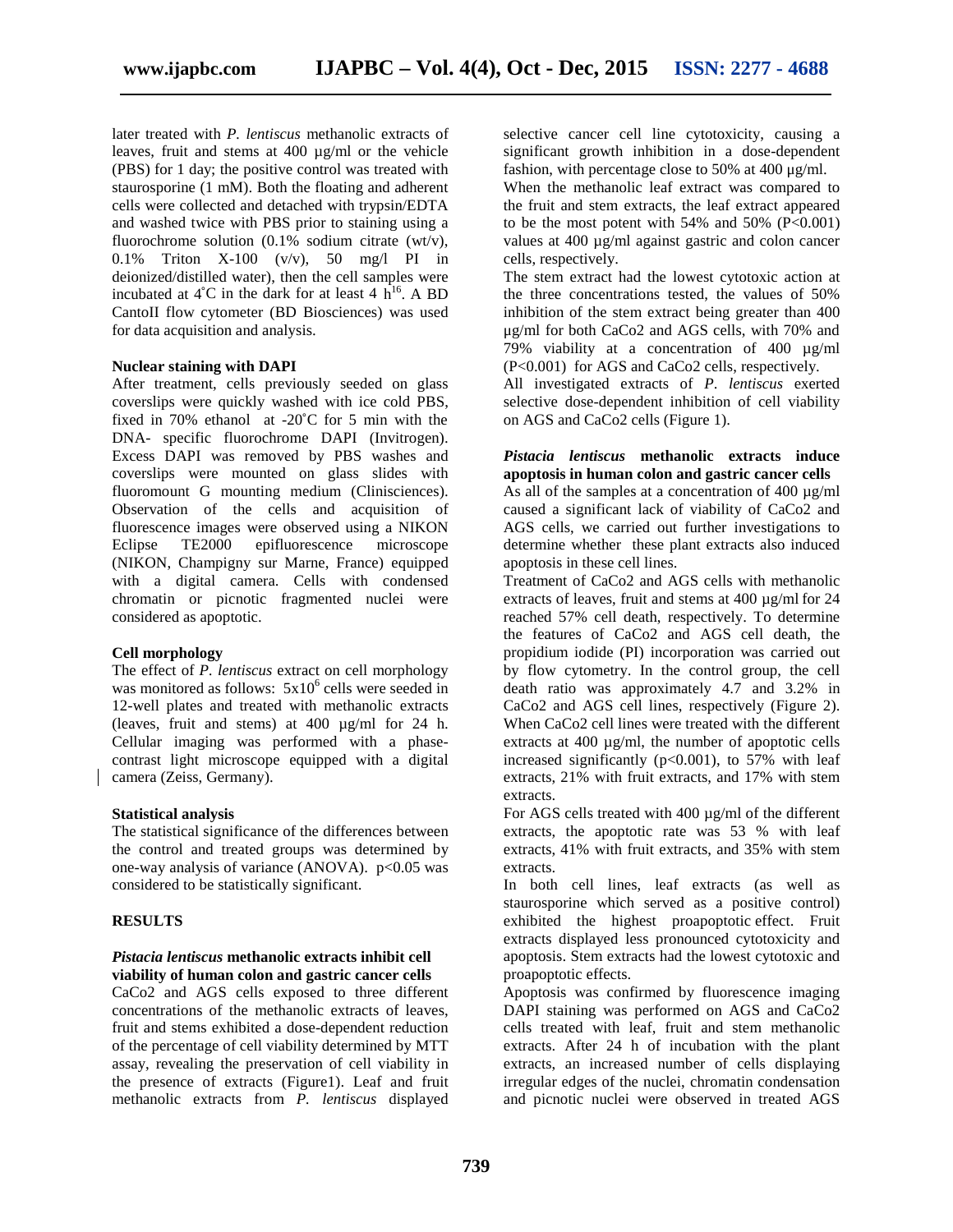later treated with *P. lentiscus* methanolic extracts of leaves, fruit and stems at 400 µg/ml or the vehicle (PBS) for 1 day; the positive control was treated with staurosporine (1 mM). Both the floating and adherent cells were collected and detached with trypsin/EDTA and washed twice with PBS prior to staining using a fluorochrome solution (0.1% sodium citrate (wt/v), 0.1% Triton X-100 (v/v), 50 mg/l PI in deionized/distilled water), then the cell samples were incubated at 4˚C in the dark for at least 4 h[16]. A BD CantoII flow cytometer (BD Biosciences) was used for data acquisition and analysis.

**Nuclear staining with DAPI**

After treatment, cells previously seeded on glass coverslips were quickly washed with ice cold PBS, fixed in 70% ethanol at -20˚C for 5 min with the DNA- specific fluorochrome DAPI (Invitrogen). Excess DAPI was removed by PBS washes and coverslips were mounted on glass slides with fluoromount G mounting medium (Clinisciences). Observation of the cells and acquisition of fluorescence images were observed using a NIKON Eclipse TE2000 epifluorescence microscope (NIKON, Champigny sur Marne, France) equipped with a digital camera. Cells with condensed chromatin or picnotic fragmented nuclei were considered as apoptotic.

**Cell morphology**

The effect of *P. lentiscus* extract on cell morphology was monitored as follows: $5x10^6$ cells were seeded in 12-well plates and treated with methanolic extracts (leaves, fruit and stems) at 400 µg/ml for 24 h. Cellular imaging was performed with a phase-contrast light microscope equipped with a digital camera (Zeiss, Germany).

**Statistical analysis**

The statistical significance of the differences between the control and treated groups was determined by one-way analysis of variance (ANOVA). $p<0.05$ was considered to be statistically significant.

## RESULTS

***Pistacia lentiscus*** **methanolic extracts inhibit cell viability of human colon and gastric cancer cells**

CaCo2 and AGS cells exposed to three different concentrations of the methanolic extracts of leaves, fruit and stems exhibited a dose-dependent reduction of the percentage of cell viability determined by MTT assay, revealing the preservation of cell viability in the presence of extracts (Figure1). Leaf and fruit methanolic extracts from *P. lentiscus* displayed selective cancer cell line cytotoxicity, causing a significant growth inhibition in a dose-dependent fashion, with percentage close to 50% at 400 µg/ml.

When the methanolic leaf extract was compared to the fruit and stem extracts, the leaf extract appeared to be the most potent with 54% and 50% ($P<0.001$) values at 400 µg/ml against gastric and colon cancer cells, respectively.

The stem extract had the lowest cytotoxic action at the three concentrations tested, the values of 50% inhibition of the stem extract being greater than 400 µg/ml for both CaCo2 and AGS cells, with 70% and 79% viability at a concentration of 400 µg/ml ($P<0.001$) for AGS and CaCo2 cells, respectively.

All investigated extracts of *P. lentiscus* exerted selective dose-dependent inhibition of cell viability on AGS and CaCo2 cells (Figure 1).

***Pistacia lentiscus*** **methanolic extracts induce apoptosis in human colon and gastric cancer cells**

As all of the samples at a concentration of 400 µg/ml caused a significant lack of viability of CaCo2 and AGS cells, we carried out further investigations to determine whether these plant extracts also induced apoptosis in these cell lines.

Treatment of CaCo2 and AGS cells with methanolic extracts of leaves, fruit and stems at 400 µg/ml for 24 reached 57% cell death, respectively. To determine the features of CaCo2 and AGS cell death, the propidium iodide (PI) incorporation was carried out by flow cytometry. In the control group, the cell death ratio was approximately 4.7 and 3.2% in CaCo2 and AGS cell lines, respectively (Figure 2). When CaCo2 cell lines were treated with the different extracts at 400 µg/ml, the number of apoptotic cells increased significantly ($p<0.001$), to 57% with leaf extracts, 21% with fruit extracts, and 17% with stem extracts.

For AGS cells treated with 400 µg/ml of the different extracts, the apoptotic rate was 53 % with leaf extracts, 41% with fruit extracts, and 35% with stem extracts.

In both cell lines, leaf extracts (as well as staurosporine which served as a positive control) exhibited the highest proapoptotic effect. Fruit extracts displayed less pronounced cytotoxicity and apoptosis. Stem extracts had the lowest cytotoxic and proapoptotic effects.

Apoptosis was confirmed by fluorescence imaging DAPI staining was performed on AGS and CaCo2 cells treated with leaf, fruit and stem methanolic extracts. After 24 h of incubation with the plant extracts, an increased number of cells displaying irregular edges of the nuclei, chromatin condensation and picnotic nuclei were observed in treated AGS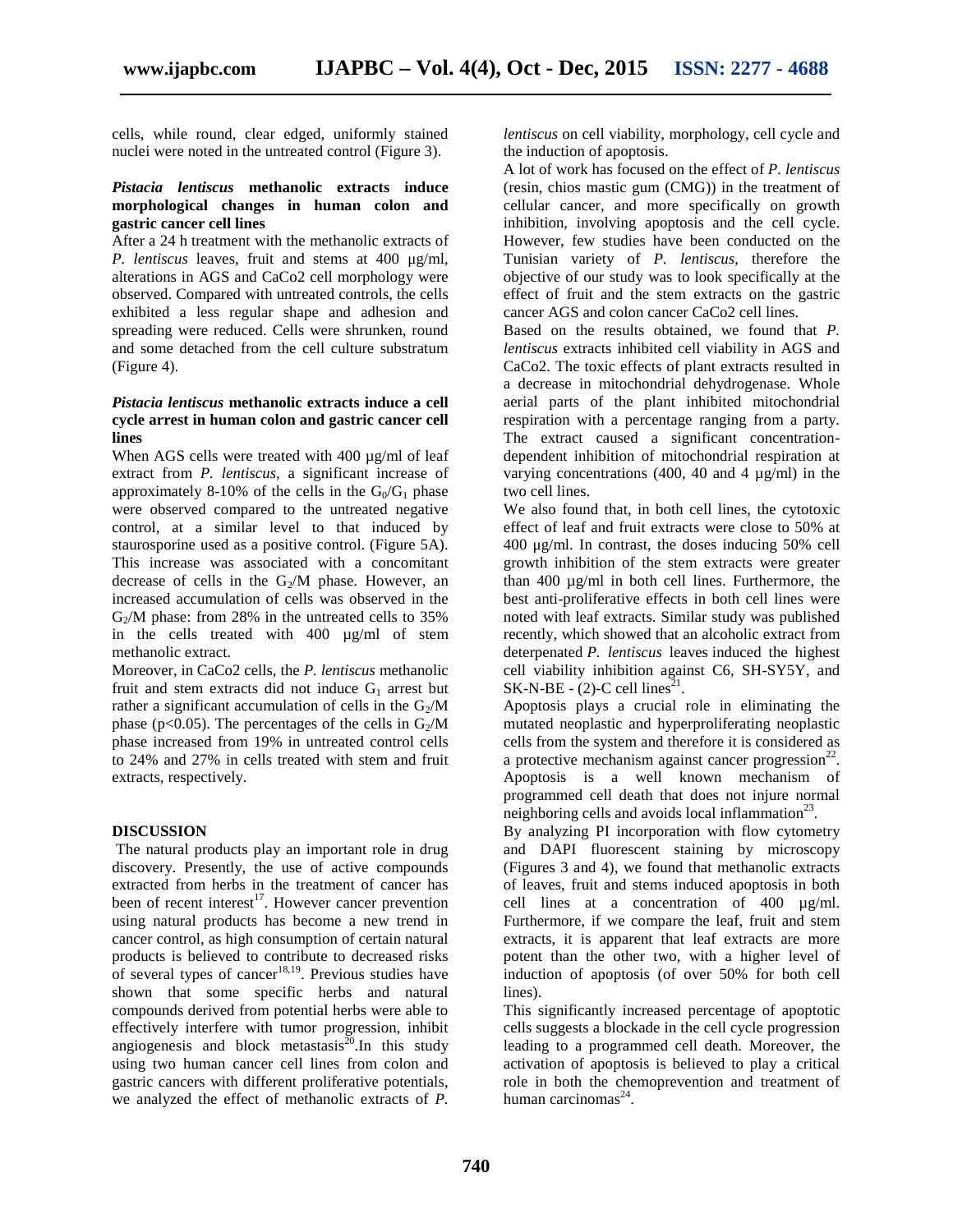cells, while round, clear edged, uniformly stained nuclei were noted in the untreated control (Figure 3).

#### *Pistacia lentiscus* methanolic extracts induce morphological changes in human colon and gastric cancer cell lines

After a 24 h treatment with the methanolic extracts of *P. lentiscus* leaves, fruit and stems at 400 µg/ml, alterations in AGS and CaCo2 cell morphology were observed. Compared with untreated controls, the cells exhibited a less regular shape and adhesion and spreading were reduced. Cells were shrunken, round and some detached from the cell culture substratum (Figure 4).

#### *Pistacia lentiscus* methanolic extracts induce a cell cycle arrest in human colon and gastric cancer cell lines

When AGS cells were treated with 400 µg/ml of leaf extract from *P. lentiscus*, a significant increase of approximately 8-10% of the cells in the $G_0/G_1$ phase were observed compared to the untreated negative control, at a similar level to that induced by staurosporine used as a positive control. (Figure 5A). This increase was associated with a concomitant decrease of cells in the $G_2$/M phase. However, an increased accumulation of cells was observed in the $G_2$/M phase: from 28% in the untreated cells to 35% in the cells treated with 400 µg/ml of stem methanolic extract.

Moreover, in CaCo2 cells, the *P. lentiscus* methanolic fruit and stem extracts did not induce $G_1$ arrest but rather a significant accumulation of cells in the $G_2$/M phase ($p<0.05$). The percentages of the cells in $G_2$/M phase increased from 19% in untreated control cells to 24% and 27% in cells treated with stem and fruit extracts, respectively.

## DISCUSSION

The natural products play an important role in drug discovery. Presently, the use of active compounds extracted from herbs in the treatment of cancer has been of recent interest[17]. However cancer prevention using natural products has become a new trend in cancer control, as high consumption of certain natural products is believed to contribute to decreased risks of several types of cancer[18,19]. Previous studies have shown that some specific herbs and natural compounds derived from potential herbs were able to effectively interfere with tumor progression, inhibit angiogenesis and block metastasis[20].In this study using two human cancer cell lines from colon and gastric cancers with different proliferative potentials, we analyzed the effect of methanolic extracts of *P. lentiscus* on cell viability, morphology, cell cycle and the induction of apoptosis.

A lot of work has focused on the effect of *P. lentiscus* (resin, chios mastic gum (CMG)) in the treatment of cellular cancer, and more specifically on growth inhibition, involving apoptosis and the cell cycle. However, few studies have been conducted on the Tunisian variety of *P. lentiscus*, therefore the objective of our study was to look specifically at the effect of fruit and the stem extracts on the gastric cancer AGS and colon cancer CaCo2 cell lines.

Based on the results obtained, we found that *P. lentiscus* extracts inhibited cell viability in AGS and CaCo2. The toxic effects of plant extracts resulted in a decrease in mitochondrial dehydrogenase. Whole aerial parts of the plant inhibited mitochondrial respiration with a percentage ranging from a party. The extract caused a significant concentration-dependent inhibition of mitochondrial respiration at varying concentrations (400, 40 and 4 µg/ml) in the two cell lines.

We also found that, in both cell lines, the cytotoxic effect of leaf and fruit extracts were close to 50% at 400 µg/ml. In contrast, the doses inducing 50% cell growth inhibition of the stem extracts were greater than 400 µg/ml in both cell lines. Furthermore, the best anti-proliferative effects in both cell lines were noted with leaf extracts. Similar study was published recently, which showed that an alcoholic extract from deterpenated *P. lentiscus* leaves induced the highest cell viability inhibition against C6, SH-SY5Y, and SK-N-BE - (2)-C cell lines[21].

Apoptosis plays a crucial role in eliminating the mutated neoplastic and hyperproliferating neoplastic cells from the system and therefore it is considered as a protective mechanism against cancer progression[22]. Apoptosis is a well known mechanism of programmed cell death that does not injure normal neighboring cells and avoids local inflammation[23].

By analyzing PI incorporation with flow cytometry and DAPI fluorescent staining by microscopy (Figures 3 and 4), we found that methanolic extracts of leaves, fruit and stems induced apoptosis in both cell lines at a concentration of 400 µg/ml. Furthermore, if we compare the leaf, fruit and stem extracts, it is apparent that leaf extracts are more potent than the other two, with a higher level of induction of apoptosis (of over 50% for both cell lines).

This significantly increased percentage of apoptotic cells suggests a blockade in the cell cycle progression leading to a programmed cell death. Moreover, the activation of apoptosis is believed to play a critical role in both the chemoprevention and treatment of human carcinomas[24].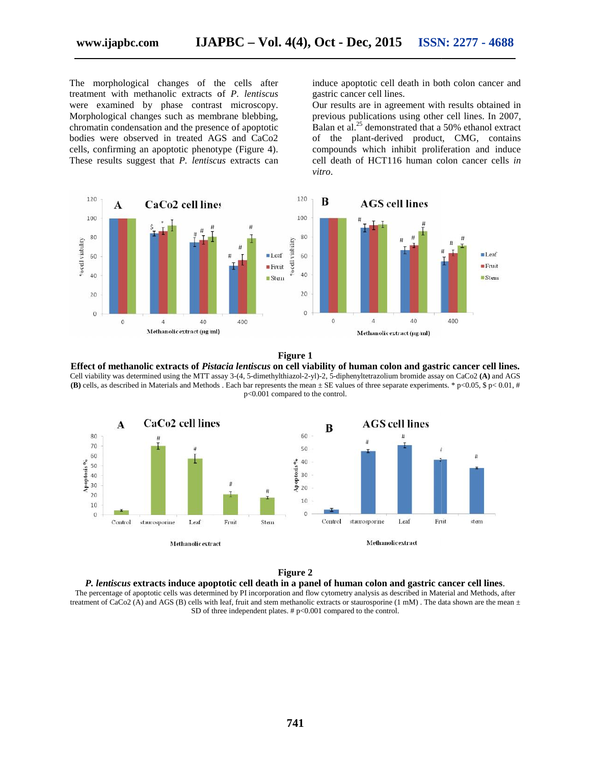The morphological changes of the cells after treatment with methanolic extracts of *P. lentiscus* were examined by phase contrast microscopy. Morphological changes such as membrane blebbing, chromatin condensation and the presence of apoptotic bodies were observed in treated AGS and CaCo2 cells, confirming an apoptotic phenotype (Figure 4). These results suggest that *P. lentiscus* extracts can induce apoptotic cell death in both colon cancer and gastric cancer cell lines.

Our results are in agreement with results obtained in previous publications using other cell lines. In 2007, Balan et al.[25] demonstrated that a 50% ethanol extract of the plant-derived product, CMG, contains compounds which inhibit proliferation and induce cell death of HCT116 human colon cancer cells *in vitro*.

**Figure 1**

**Effect of methanolic extracts of *Pistacia lentiscus* on cell viability of human colon and gastric cancer cell lines.**
Cell viability was determined using the MTT assay 3-(4, 5-dimethylthiazol-2-yl)-2, 5-diphenyltetrazolium bromide assay on CaCo2 **(A)** and AGS **(B)** cells, as described in Materials and Methods . Each bar represents the mean ± SE values of three separate experiments. * $p<0.05$, \$ $p< 0.01$, # $p<0.001$ compared to the control.

**Figure 2**

***P. lentiscus* extracts induce apoptotic cell death in a panel of human colon and gastric cancer cell lines**.
The percentage of apoptotic cells was determined by PI incorporation and flow cytometry analysis as described in Material and Methods, after treatment of CaCo2 (A) and AGS (B) cells with leaf, fruit and stem methanolic extracts or staurosporine (1 mM) . The data shown are the mean ± SD of three independent plates. # $p<0.001$ compared to the control.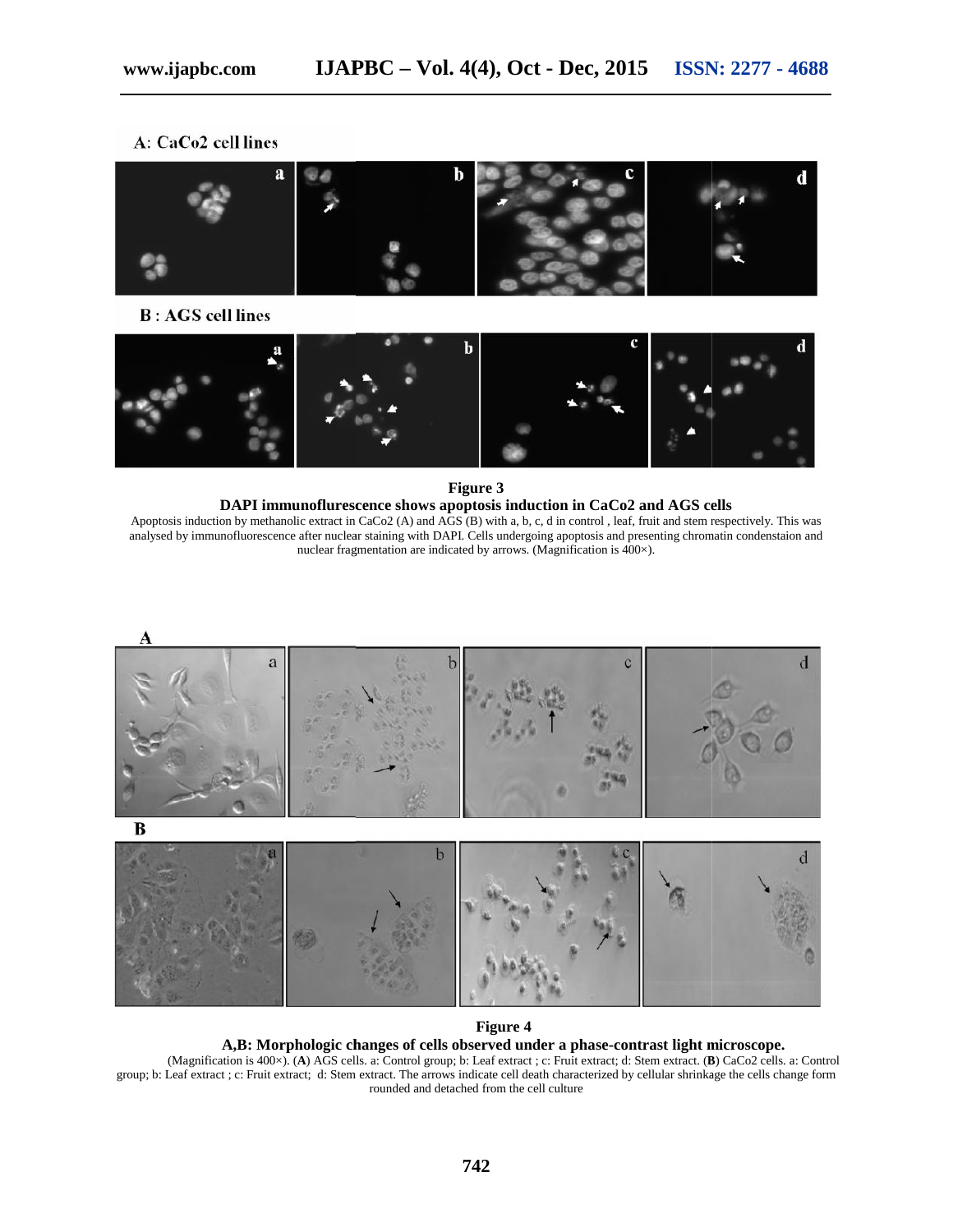A: CaCo2 cell lines

B : AGS cell lines

**Figure 3**

**DAPI immunoflurescence shows apoptosis induction in CaCo2 and AGS cells**

Apoptosis induction by methanolic extract in CaCo2 (A) and AGS (B) with a, b, c, d in control , leaf, fruit and stem respectively. This was analysed by immunofluorescence after nuclear staining with DAPI. Cells undergoing apoptosis and presenting chromatin condenstaion and nuclear fragmentation are indicated by arrows. (Magnification is 400×).

**Figure 4**

**A,B: Morphologic changes of cells observed under a phase-contrast light microscope.**

(Magnification is 400×). (**A**) AGS cells. a: Control group; b: Leaf extract ; c: Fruit extract; d: Stem extract. (**B**) CaCo2 cells. a: Control group; b: Leaf extract ; c: Fruit extract; d: Stem extract. The arrows indicate cell death characterized by cellular shrinkage the cells change form rounded and detached from the cell culture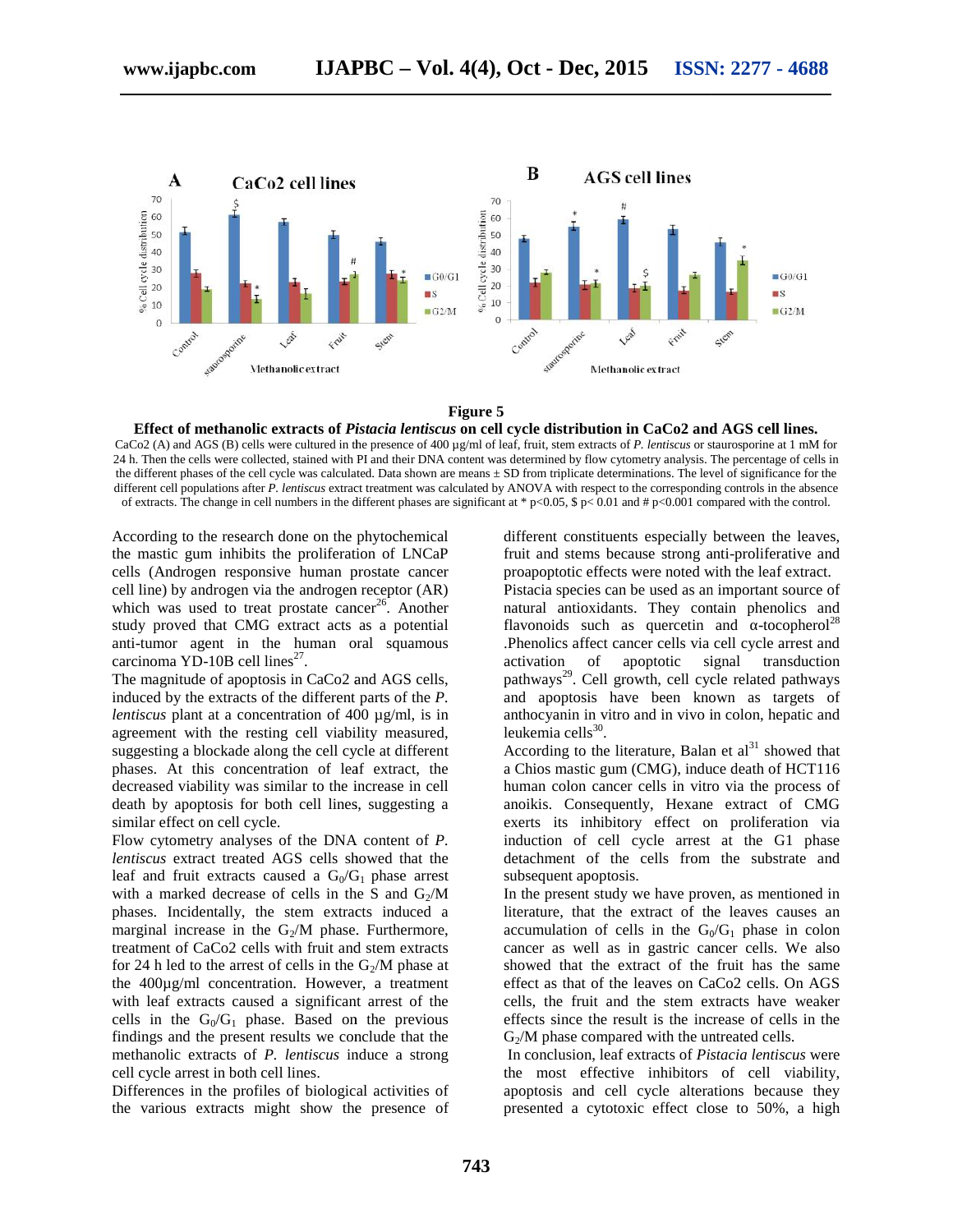**Figure 5**

**Effect of methanolic extracts of *Pistacia lentiscus* on cell cycle distribution in CaCo2 and AGS cell lines.**

CaCo2 (A) and AGS (B) cells were cultured in the presence of 400 µg/ml of leaf, fruit, stem extracts of *P. lentiscus* or staurosporine at 1 mM for 24 h. Then the cells were collected, stained with PI and their DNA content was determined by flow cytometry analysis. The percentage of cells in the different phases of the cell cycle was calculated. Data shown are means ± SD from triplicate determinations. The level of significance for the different cell populations after *P. lentiscus* extract treatment was calculated by ANOVA with respect to the corresponding controls in the absence of extracts. The change in cell numbers in the different phases are significant at * p<0.05, $ p< 0.01 and # p<0.001 compared with the control.

According to the research done on the phytochemical the mastic gum inhibits the proliferation of LNCaP cells (Androgen responsive human prostate cancer cell line) by androgen via the androgen receptor (AR) which was used to treat prostate cancer[26]. Another study proved that CMG extract acts as a potential anti-tumor agent in the human oral squamous carcinoma YD-10B cell lines[27].

The magnitude of apoptosis in CaCo2 and AGS cells, induced by the extracts of the different parts of the *P. lentiscus* plant at a concentration of 400 µg/ml, is in agreement with the resting cell viability measured, suggesting a blockade along the cell cycle at different phases. At this concentration of leaf extract, the decreased viability was similar to the increase in cell death by apoptosis for both cell lines, suggesting a similar effect on cell cycle.

Flow cytometry analyses of the DNA content of *P. lentiscus* extract treated AGS cells showed that the leaf and fruit extracts caused a $G_0/G_1$ phase arrest with a marked decrease of cells in the S and $G_2/M$ phases. Incidentally, the stem extracts induced a marginal increase in the $G_2/M$ phase. Furthermore, treatment of CaCo2 cells with fruit and stem extracts for 24 h led to the arrest of cells in the $G_2/M$ phase at the 400µg/ml concentration. However, a treatment with leaf extracts caused a significant arrest of the cells in the $G_0/G_1$ phase. Based on the previous findings and the present results we conclude that the methanolic extracts of *P. lentiscus* induce a strong cell cycle arrest in both cell lines.

Differences in the profiles of biological activities of the various extracts might show the presence of different constituents especially between the leaves, fruit and stems because strong anti-proliferative and proapoptotic effects were noted with the leaf extract.

Pistacia species can be used as an important source of natural antioxidants. They contain phenolics and flavonoids such as quercetin and α-tocopherol[28]. Phenolics affect cancer cells via cell cycle arrest and activation of apoptotic signal transduction pathways[29]. Cell growth, cell cycle related pathways and apoptosis have been known as targets of anthocyanin in vitro and in vivo in colon, hepatic and leukemia cells[30].

According to the literature, Balan et al[31] showed that a Chios mastic gum (CMG), induce death of HCT116 human colon cancer cells in vitro via the process of anoikis. Consequently, Hexane extract of CMG exerts its inhibitory effect on proliferation via induction of cell cycle arrest at the G1 phase detachment of the cells from the substrate and subsequent apoptosis.

In the present study we have proven, as mentioned in literature, that the extract of the leaves causes an accumulation of cells in the $G_0/G_1$ phase in colon cancer as well as in gastric cancer cells. We also showed that the extract of the fruit has the same effect as that of the leaves on CaCo2 cells. On AGS cells, the fruit and the stem extracts have weaker effects since the result is the increase of cells in the $G_2/M$ phase compared with the untreated cells.

In conclusion, leaf extracts of *Pistacia lentiscus* were the most effective inhibitors of cell viability, apoptosis and cell cycle alterations because they presented a cytotoxic effect close to 50%, a high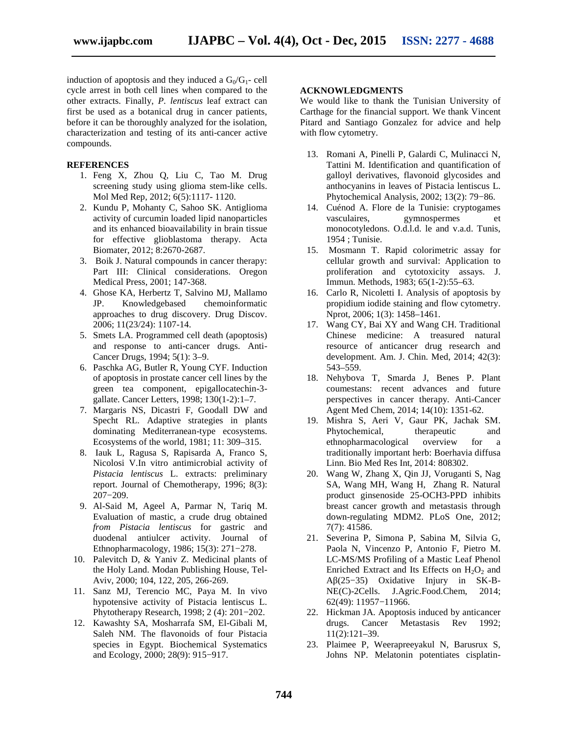induction of apoptosis and they induced a $G_0/G_1$- cell cycle arrest in both cell lines when compared to the other extracts. Finally, *P. lentiscus* leaf extract can first be used as a botanical drug in cancer patients, before it can be thoroughly analyzed for the isolation, characterization and testing of its anti-cancer active compounds.

## REFERENCES

1. Feng X, Zhou Q, Liu C, Tao M. Drug screening study using glioma stem-like cells. Mol Med Rep, 2012; 6(5):1117- 1120.
2. Kundu P, Mohanty C, Sahoo SK. Antiglioma activity of curcumin loaded lipid nanoparticles and its enhanced bioavailability in brain tissue for effective glioblastoma therapy. Acta Biomater, 2012; 8:2670-2687.
3. Boik J. Natural compounds in cancer therapy: Part III: Clinical considerations. Oregon Medical Press, 2001; 147-368.
4. Ghose KA, Herbertz T, Salvino MJ, Mallamo JP. Knowledgebased chemoinformatic approaches to drug discovery. Drug Discov. 2006; 11(23/24): 1107-14.
5. Smets LA. Programmed cell death (apoptosis) and response to anti-cancer drugs. Anti-Cancer Drugs, 1994; 5(1): 3–9.
6. Paschka AG, Butler R, Young CYF. Induction of apoptosis in prostate cancer cell lines by the green tea component, epigallocatechin-3-gallate. Cancer Letters, 1998; 130(1-2):1–7.
7. Margaris NS, Dicastri F, Goodall DW and Specht RL. Adaptive strategies in plants dominating Mediterranean-type ecosystems. Ecosystems of the world, 1981; 11: 309–315.
8. Iauk L, Ragusa S, Rapisarda A, Franco S, Nicolosi V.In vitro antimicrobial activity of *Pistacia lentiscus* L. extracts: preliminary report. Journal of Chemotherapy, 1996; 8(3): 207−209.
9. Al-Said M, Ageel A, Parmar N, Tariq M. Evaluation of mastic, a crude drug obtained *from Pistacia lentiscus* for gastric and duodenal antiulcer activity. Journal of Ethnopharmacology, 1986; 15(3): 271−278.
10. Palevitch D, & Yaniv Z. Medicinal plants of the Holy Land. Modan Publishing House, Tel-Aviv, 2000; 104, 122, 205, 266-269.
11. Sanz MJ, Terencio MC, Paya M. In vivo hypotensive activity of Pistacia lentiscus L. Phytotherapy Research, 1998; 2 (4): 201−202.
12. Kawashty SA, Mosharrafa SM, El-Gibali M, Saleh NM. The flavonoids of four Pistacia species in Egypt. Biochemical Systematics and Ecology, 2000; 28(9): 915−917.
13. Romani A, Pinelli P, Galardi C, Mulinacci N, Tattini M. Identification and quantification of galloyl derivatives, flavonoid glycosides and anthocyanins in leaves of Pistacia lentiscus L. Phytochemical Analysis, 2002; 13(2): 79−86.
14. Cuénod A. Flore de la Tunisie: cryptogames vasculaires, gymnospermes et monocotyledons. O.d.l.d. le and v.a.d. Tunis, 1954 ; Tunisie.
15. Mosmann T. Rapid colorimetric assay for cellular growth and survival: Application to proliferation and cytotoxicity assays. J. Immun. Methods, 1983; 65(1-2):55–63.
16. Carlo R, Nicoletti I. Analysis of apoptosis by propidium iodide staining and flow cytometry. Nprot, 2006; 1(3): 1458–1461.
17. Wang CY, Bai XY and Wang CH. Traditional Chinese medicine: A treasured natural resource of anticancer drug research and development. Am. J. Chin. Med, 2014; 42(3): 543–559.
18. Nehybova T, Smarda J, Benes P. Plant coumestans: recent advances and future perspectives in cancer therapy. Anti-Cancer Agent Med Chem, 2014; 14(10): 1351-62.
19. Mishra S, Aeri V, Gaur PK, Jachak SM. Phytochemical, therapeutic and ethnopharmacological overview for a traditionally important herb: Boerhavia diffusa Linn. Bio Med Res Int, 2014: 808302.
20. Wang W, Zhang X, Qin JJ, Voruganti S, Nag SA, Wang MH, Wang H, Zhang R. Natural product ginsenoside 25-OCH3-PPD inhibits breast cancer growth and metastasis through down-regulating MDM2. PLoS One, 2012; 7(7): 41586.
21. Severina P, Simona P, Sabina M, Silvia G, Paola N, Vincenzo P, Antonio F, Pietro M. LC-MS/MS Profiling of a Mastic Leaf Phenol Enriched Extract and Its Effects on $H_2O_2$ and Aβ(25−35) Oxidative Injury in SK-B-NE(C)-2Cells. J.Agric.Food.Chem, 2014; 62(49): 11957−11966.
22. Hickman JA. Apoptosis induced by anticancer drugs. Cancer Metastasis Rev 1992; 11(2):121–39.
23. Plaimee P, Weerapreeyakul N, Barusrux S, Johns NP. Melatonin potentiates cisplatin-

## ACKNOWLEDGMENTS

We would like to thank the Tunisian University of Carthage for the financial support. We thank Vincent Pitard and Santiago Gonzalez for advice and help with flow cytometry.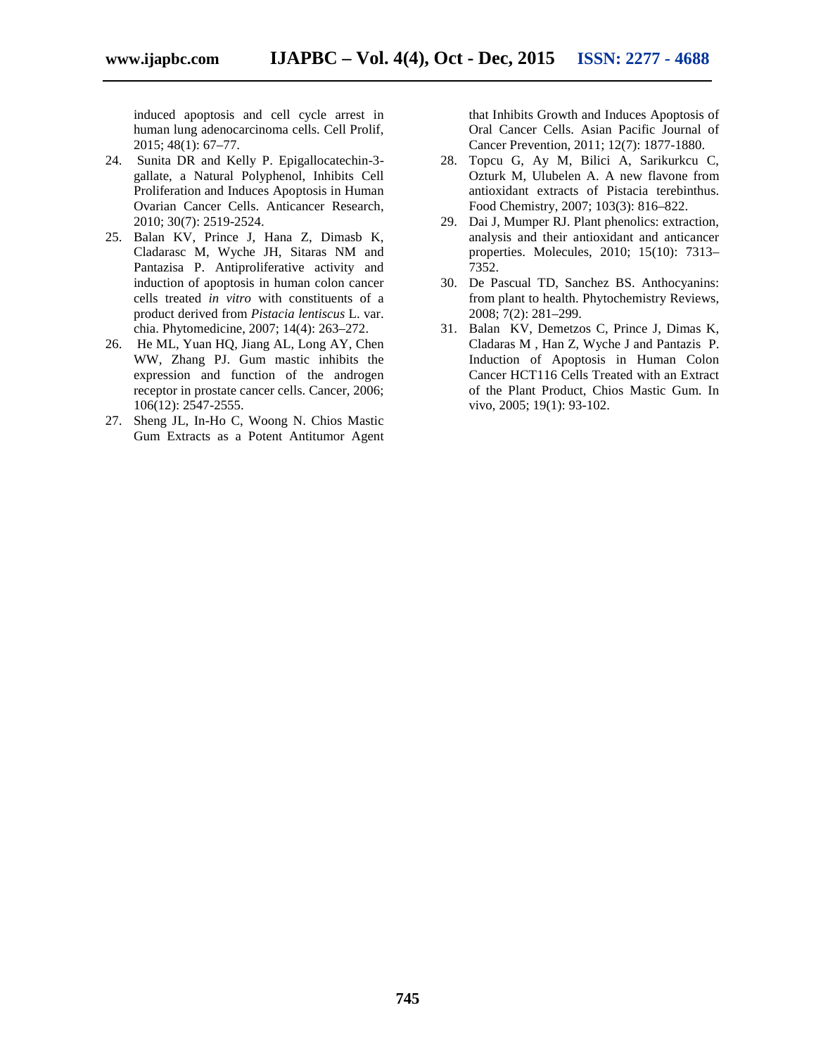induced apoptosis and cell cycle arrest in human lung adenocarcinoma cells. Cell Prolif, 2015; 48(1): 67–77.

24. Sunita DR and Kelly P. Epigallocatechin-3-gallate, a Natural Polyphenol, Inhibits Cell Proliferation and Induces Apoptosis in Human Ovarian Cancer Cells. Anticancer Research, 2010; 30(7): 2519-2524.
25. Balan KV, Prince J, Hana Z, Dimasb K, Cladarasc M, Wyche JH, Sitaras NM and Pantazisa P. Antiproliferative activity and induction of apoptosis in human colon cancer cells treated *in vitro* with constituents of a product derived from *Pistacia lentiscus* L. var. chia. Phytomedicine, 2007; 14(4): 263–272.
26. He ML, Yuan HQ, Jiang AL, Long AY, Chen WW, Zhang PJ. Gum mastic inhibits the expression and function of the androgen receptor in prostate cancer cells. Cancer, 2006; 106(12): 2547-2555.
27. Sheng JL, In-Ho C, Woong N. Chios Mastic Gum Extracts as a Potent Antitumor Agent that Inhibits Growth and Induces Apoptosis of Oral Cancer Cells. Asian Pacific Journal of Cancer Prevention, 2011; 12(7): 1877-1880.
28. Topcu G, Ay M, Bilici A, Sarikurkcu C, Ozturk M, Ulubelen A. A new flavone from antioxidant extracts of Pistacia terebinthus. Food Chemistry, 2007; 103(3): 816–822.
29. Dai J, Mumper RJ. Plant phenolics: extraction, analysis and their antioxidant and anticancer properties. Molecules, 2010; 15(10): 7313–7352.
30. De Pascual TD, Sanchez BS. Anthocyanins: from plant to health. Phytochemistry Reviews, 2008; 7(2): 281–299.
31. Balan KV, Demetzos C, Prince J, Dimas K, Cladaras M , Han Z, Wyche J and Pantazis P. Induction of Apoptosis in Human Colon Cancer HCT116 Cells Treated with an Extract of the Plant Product, Chios Mastic Gum. In vivo, 2005; 19(1): 93-102.